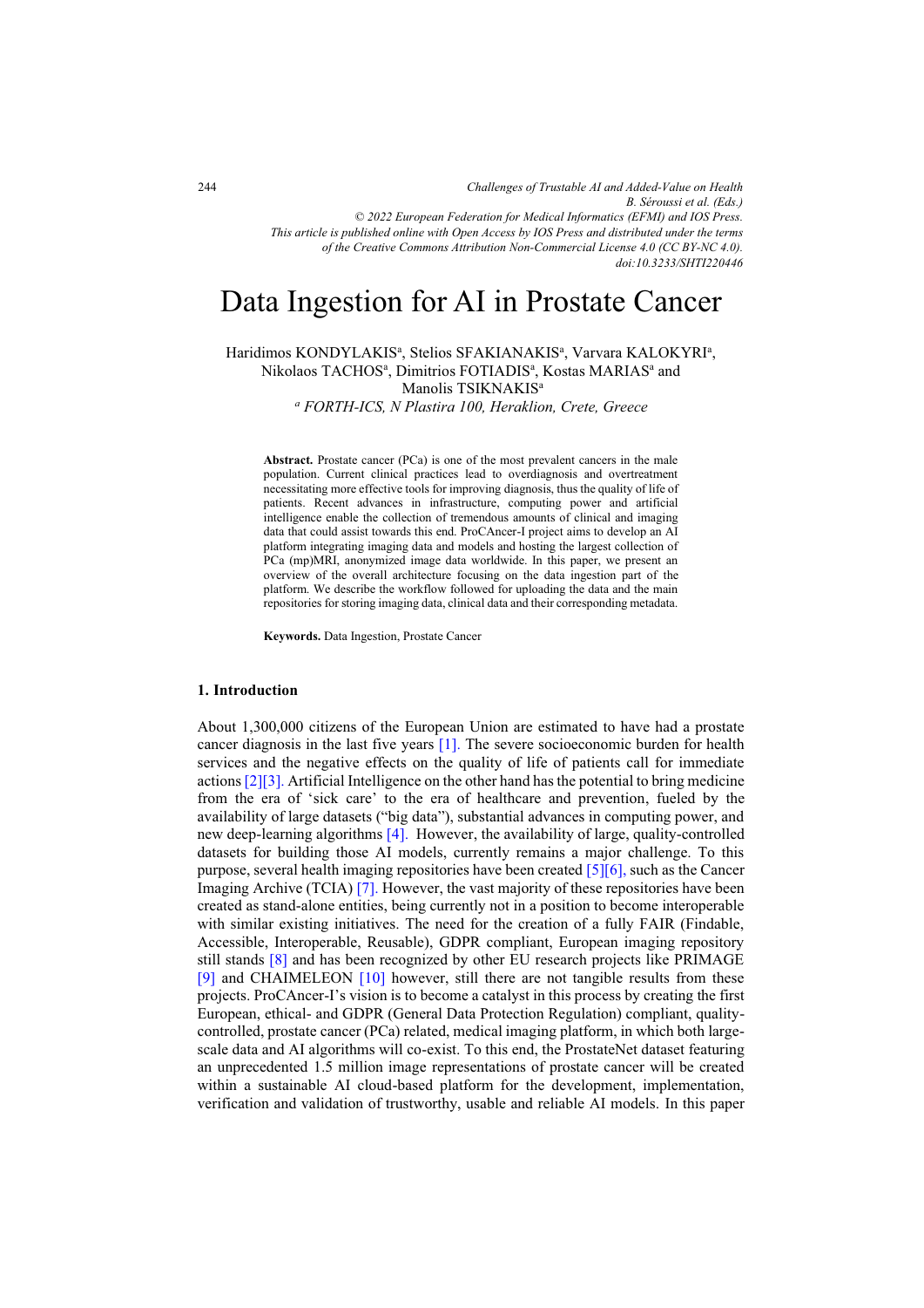# Data Ingestion for AI in Prostate Cancer

Haridimos KONDYLAKIS[a], Stelios SFAKIANAKIS[a], Varvara KALOKYRI[a], Nikolaos TACHOS[a], Dimitrios FOTIADIS[a], Kostas MARIAS[a] and Manolis TSIKNAKIS[a]

[a] *FORTH-ICS, N Plastira 100, Heraklion, Crete, Greece*

**Abstract.** Prostate cancer (PCa) is one of the most prevalent cancers in the male population. Current clinical practices lead to overdiagnosis and overtreatment necessitating more effective tools for improving diagnosis, thus the quality of life of patients. Recent advances in infrastructure, computing power and artificial intelligence enable the collection of tremendous amounts of clinical and imaging data that could assist towards this end. ProCAncer-I project aims to develop an AI platform integrating imaging data and models and hosting the largest collection of PCa (mp)MRI, anonymized image data worldwide. In this paper, we present an overview of the overall architecture focusing on the data ingestion part of the platform. We describe the workflow followed for uploading the data and the main repositories for storing imaging data, clinical data and their corresponding metadata.

**Keywords.** Data Ingestion, Prostate Cancer

## 1. Introduction

About 1,300,000 citizens of the European Union are estimated to have had a prostate cancer diagnosis in the last five years [1]. The severe socioeconomic burden for health services and the negative effects on the quality of life of patients call for immediate actions [2][3]. Artificial Intelligence on the other hand has the potential to bring medicine from the era of 'sick care' to the era of healthcare and prevention, fueled by the availability of large datasets ("big data"), substantial advances in computing power, and new deep-learning algorithms [4]. However, the availability of large, quality-controlled datasets for building those AI models, currently remains a major challenge. To this purpose, several health imaging repositories have been created [5][6], such as the Cancer Imaging Archive (TCIA) [7]. However, the vast majority of these repositories have been created as stand-alone entities, being currently not in a position to become interoperable with similar existing initiatives. The need for the creation of a fully FAIR (Findable, Accessible, Interoperable, Reusable), GDPR compliant, European imaging repository still stands [8] and has been recognized by other EU research projects like PRIMAGE [9] and CHAIMELEON [10] however, still there are not tangible results from these projects. ProCAncer-I's vision is to become a catalyst in this process by creating the first European, ethical- and GDPR (General Data Protection Regulation) compliant, quality-controlled, prostate cancer (PCa) related, medical imaging platform, in which both large-scale data and AI algorithms will co-exist. To this end, the ProstateNet dataset featuring an unprecedented 1.5 million image representations of prostate cancer will be created within a sustainable AI cloud-based platform for the development, implementation, verification and validation of trustworthy, usable and reliable AI models. In this paper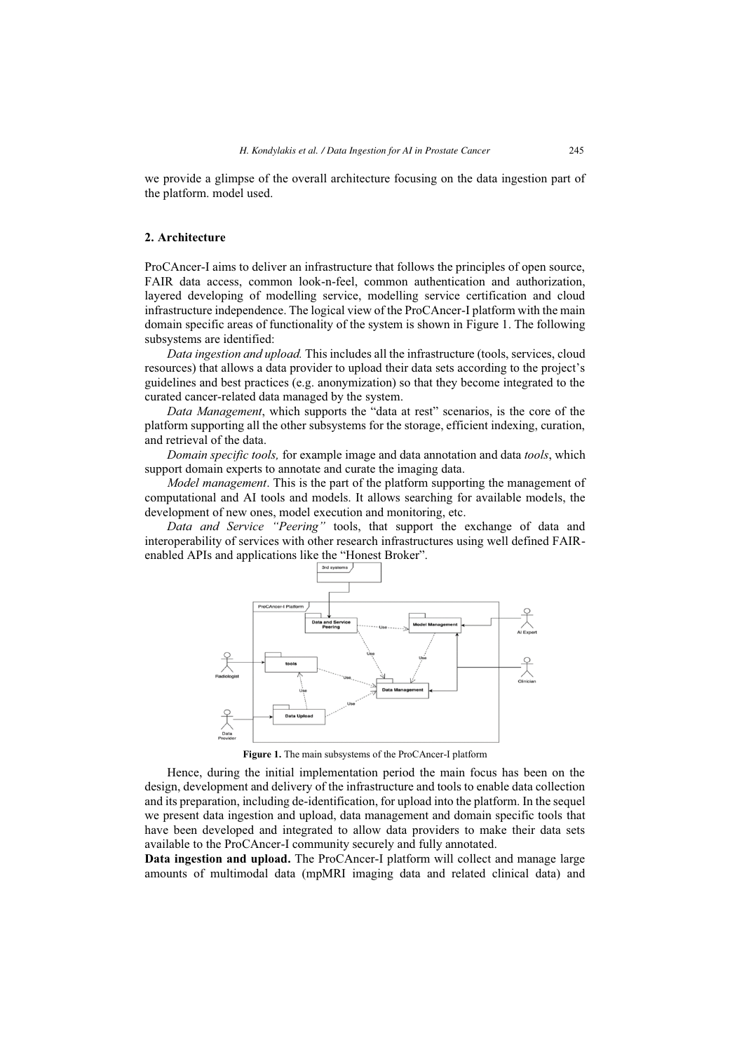we provide a glimpse of the overall architecture focusing on the data ingestion part of the platform. model used.

## 2. Architecture

ProCAncer-I aims to deliver an infrastructure that follows the principles of open source, FAIR data access, common look-n-feel, common authentication and authorization, layered developing of modelling service, modelling service certification and cloud infrastructure independence. The logical view of the ProCAncer-I platform with the main domain specific areas of functionality of the system is shown in Figure 1. The following subsystems are identified:

*Data ingestion and upload.* This includes all the infrastructure (tools, services, cloud resources) that allows a data provider to upload their data sets according to the project's guidelines and best practices (e.g. anonymization) so that they become integrated to the curated cancer-related data managed by the system.

*Data Management*, which supports the "data at rest" scenarios, is the core of the platform supporting all the other subsystems for the storage, efficient indexing, curation, and retrieval of the data.

*Domain specific tools,* for example image and data annotation and data *tools*, which support domain experts to annotate and curate the imaging data.

*Model management*. This is the part of the platform supporting the management of computational and AI tools and models. It allows searching for available models, the development of new ones, model execution and monitoring, etc.

*Data and Service "Peering"* tools, that support the exchange of data and interoperability of services with other research infrastructures using well defined FAIR-enabled APIs and applications like the "Honest Broker".

**Figure 1.** The main subsystems of the ProCAncer-I platform

Hence, during the initial implementation period the main focus has been on the design, development and delivery of the infrastructure and tools to enable data collection and its preparation, including de-identification, for upload into the platform. In the sequel we present data ingestion and upload, data management and domain specific tools that have been developed and integrated to allow data providers to make their data sets available to the ProCAncer-I community securely and fully annotated.

**Data ingestion and upload.** The ProCAncer-I platform will collect and manage large amounts of multimodal data (mpMRI imaging data and related clinical data) and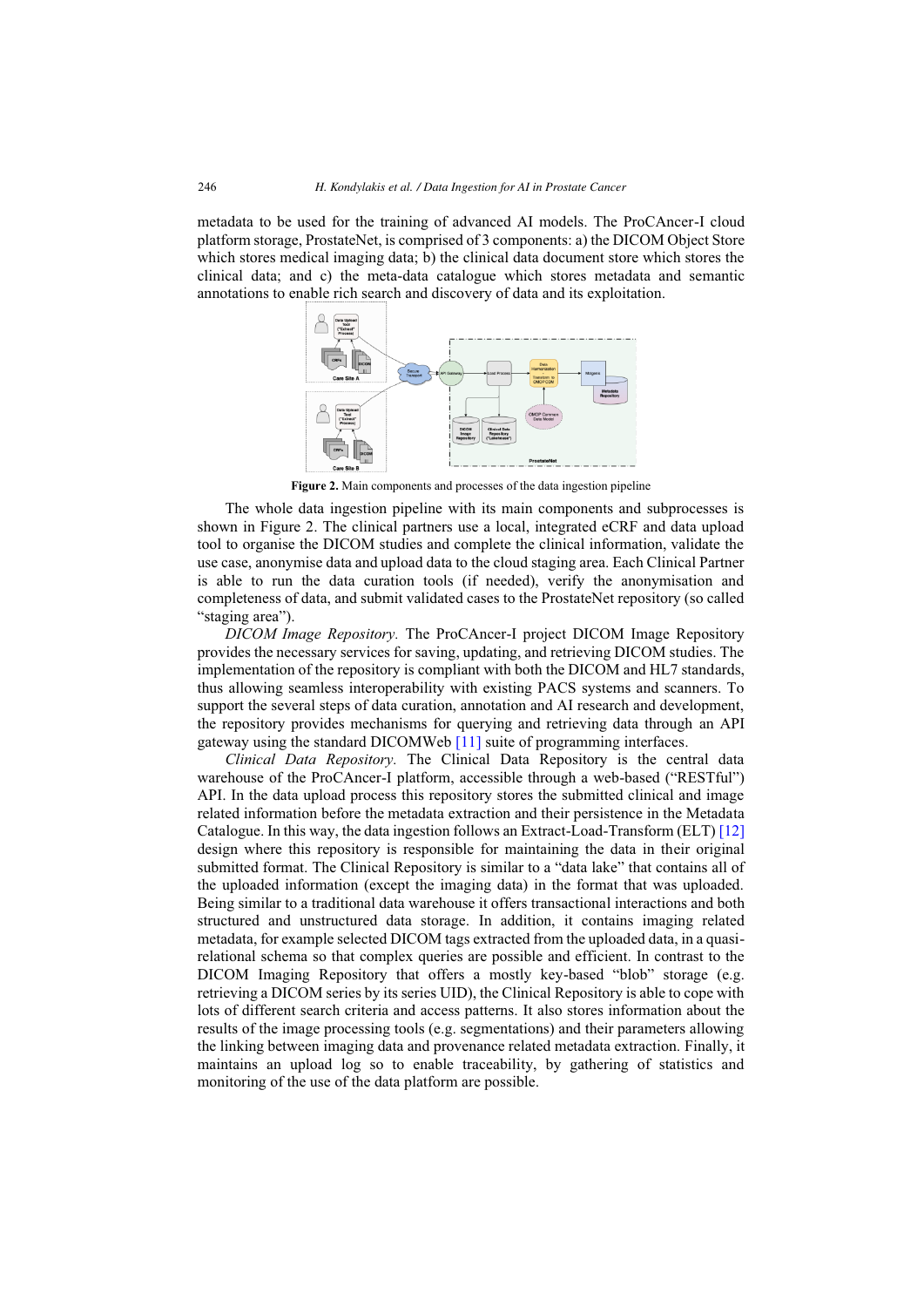metadata to be used for the training of advanced AI models. The ProCAncer-I cloud platform storage, ProstateNet, is comprised of 3 components: a) the DICOM Object Store which stores medical imaging data; b) the clinical data document store which stores the clinical data; and c) the meta-data catalogue which stores metadata and semantic annotations to enable rich search and discovery of data and its exploitation.

**Figure 2.** Main components and processes of the data ingestion pipeline

The whole data ingestion pipeline with its main components and subprocesses is shown in Figure 2. The clinical partners use a local, integrated eCRF and data upload tool to organise the DICOM studies and complete the clinical information, validate the use case, anonymise data and upload data to the cloud staging area. Each Clinical Partner is able to run the data curation tools (if needed), verify the anonymisation and completeness of data, and submit validated cases to the ProstateNet repository (so called "staging area").

*DICOM Image Repository.* The ProCAncer-I project DICOM Image Repository provides the necessary services for saving, updating, and retrieving DICOM studies. The implementation of the repository is compliant with both the DICOM and HL7 standards, thus allowing seamless interoperability with existing PACS systems and scanners. To support the several steps of data curation, annotation and AI research and development, the repository provides mechanisms for querying and retrieving data through an API gateway using the standard DICOMWeb [11] suite of programming interfaces.

*Clinical Data Repository.* The Clinical Data Repository is the central data warehouse of the ProCAncer-I platform, accessible through a web-based ("RESTful") API. In the data upload process this repository stores the submitted clinical and image related information before the metadata extraction and their persistence in the Metadata Catalogue. In this way, the data ingestion follows an Extract-Load-Transform (ELT) [12] design where this repository is responsible for maintaining the data in their original submitted format. The Clinical Repository is similar to a "data lake" that contains all of the uploaded information (except the imaging data) in the format that was uploaded. Being similar to a traditional data warehouse it offers transactional interactions and both structured and unstructured data storage. In addition, it contains imaging related metadata, for example selected DICOM tags extracted from the uploaded data, in a quasi-relational schema so that complex queries are possible and efficient. In contrast to the DICOM Imaging Repository that offers a mostly key-based "blob" storage (e.g. retrieving a DICOM series by its series UID), the Clinical Repository is able to cope with lots of different search criteria and access patterns. It also stores information about the results of the image processing tools (e.g. segmentations) and their parameters allowing the linking between imaging data and provenance related metadata extraction. Finally, it maintains an upload log so to enable traceability, by gathering of statistics and monitoring of the use of the data platform are possible.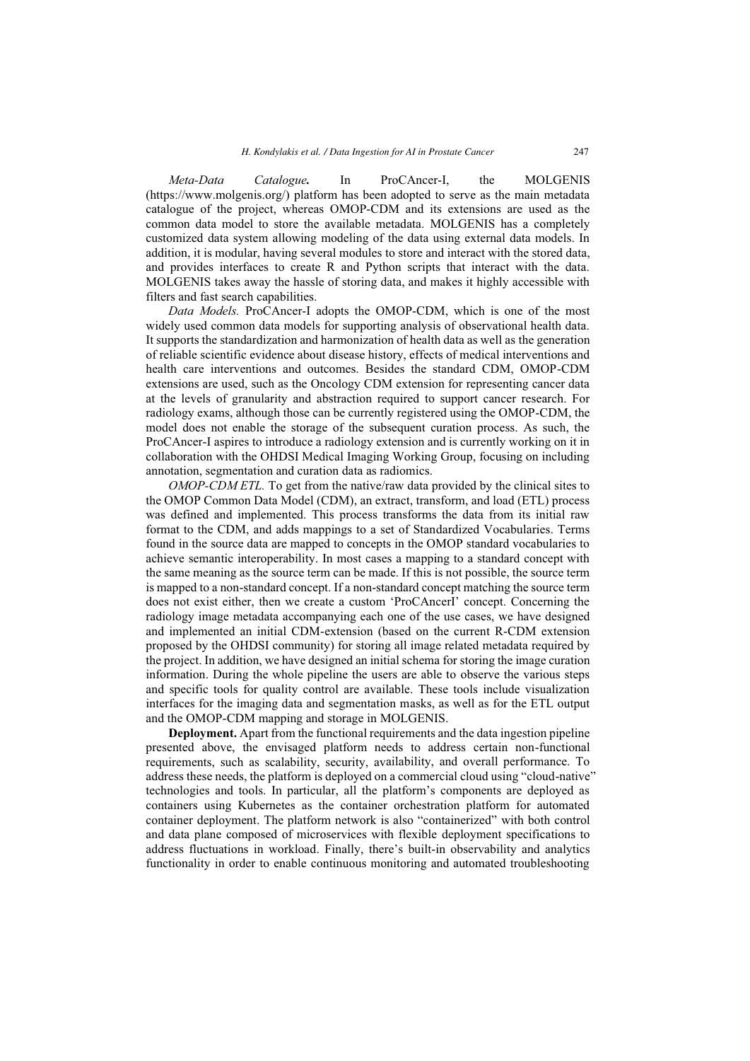*Meta-Data Catalogue.* In ProCAncer-I, the MOLGENIS (https://www.molgenis.org/) platform has been adopted to serve as the main metadata catalogue of the project, whereas OMOP-CDM and its extensions are used as the common data model to store the available metadata. MOLGENIS has a completely customized data system allowing modeling of the data using external data models. In addition, it is modular, having several modules to store and interact with the stored data, and provides interfaces to create R and Python scripts that interact with the data. MOLGENIS takes away the hassle of storing data, and makes it highly accessible with filters and fast search capabilities.

*Data Models.* ProCAncer-I adopts the OMOP-CDM, which is one of the most widely used common data models for supporting analysis of observational health data. It supports the standardization and harmonization of health data as well as the generation of reliable scientific evidence about disease history, effects of medical interventions and health care interventions and outcomes. Besides the standard CDM, OMOP-CDM extensions are used, such as the Oncology CDM extension for representing cancer data at the levels of granularity and abstraction required to support cancer research. For radiology exams, although those can be currently registered using the OMOP-CDM, the model does not enable the storage of the subsequent curation process. As such, the ProCAncer-I aspires to introduce a radiology extension and is currently working on it in collaboration with the OHDSI Medical Imaging Working Group, focusing on including annotation, segmentation and curation data as radiomics.

*OMOP-CDM ETL.* To get from the native/raw data provided by the clinical sites to the OMOP Common Data Model (CDM), an extract, transform, and load (ETL) process was defined and implemented. This process transforms the data from its initial raw format to the CDM, and adds mappings to a set of Standardized Vocabularies. Terms found in the source data are mapped to concepts in the OMOP standard vocabularies to achieve semantic interoperability. In most cases a mapping to a standard concept with the same meaning as the source term can be made. If this is not possible, the source term is mapped to a non-standard concept. If a non-standard concept matching the source term does not exist either, then we create a custom 'ProCAncerI' concept. Concerning the radiology image metadata accompanying each one of the use cases, we have designed and implemented an initial CDM-extension (based on the current R-CDM extension proposed by the OHDSI community) for storing all image related metadata required by the project. In addition, we have designed an initial schema for storing the image curation information. During the whole pipeline the users are able to observe the various steps and specific tools for quality control are available. These tools include visualization interfaces for the imaging data and segmentation masks, as well as for the ETL output and the OMOP-CDM mapping and storage in MOLGENIS.

**Deployment.** Apart from the functional requirements and the data ingestion pipeline presented above, the envisaged platform needs to address certain non-functional requirements, such as scalability, security, availability, and overall performance. To address these needs, the platform is deployed on a commercial cloud using "cloud-native" technologies and tools. In particular, all the platform's components are deployed as containers using Kubernetes as the container orchestration platform for automated container deployment. The platform network is also "containerized" with both control and data plane composed of microservices with flexible deployment specifications to address fluctuations in workload. Finally, there's built-in observability and analytics functionality in order to enable continuous monitoring and automated troubleshooting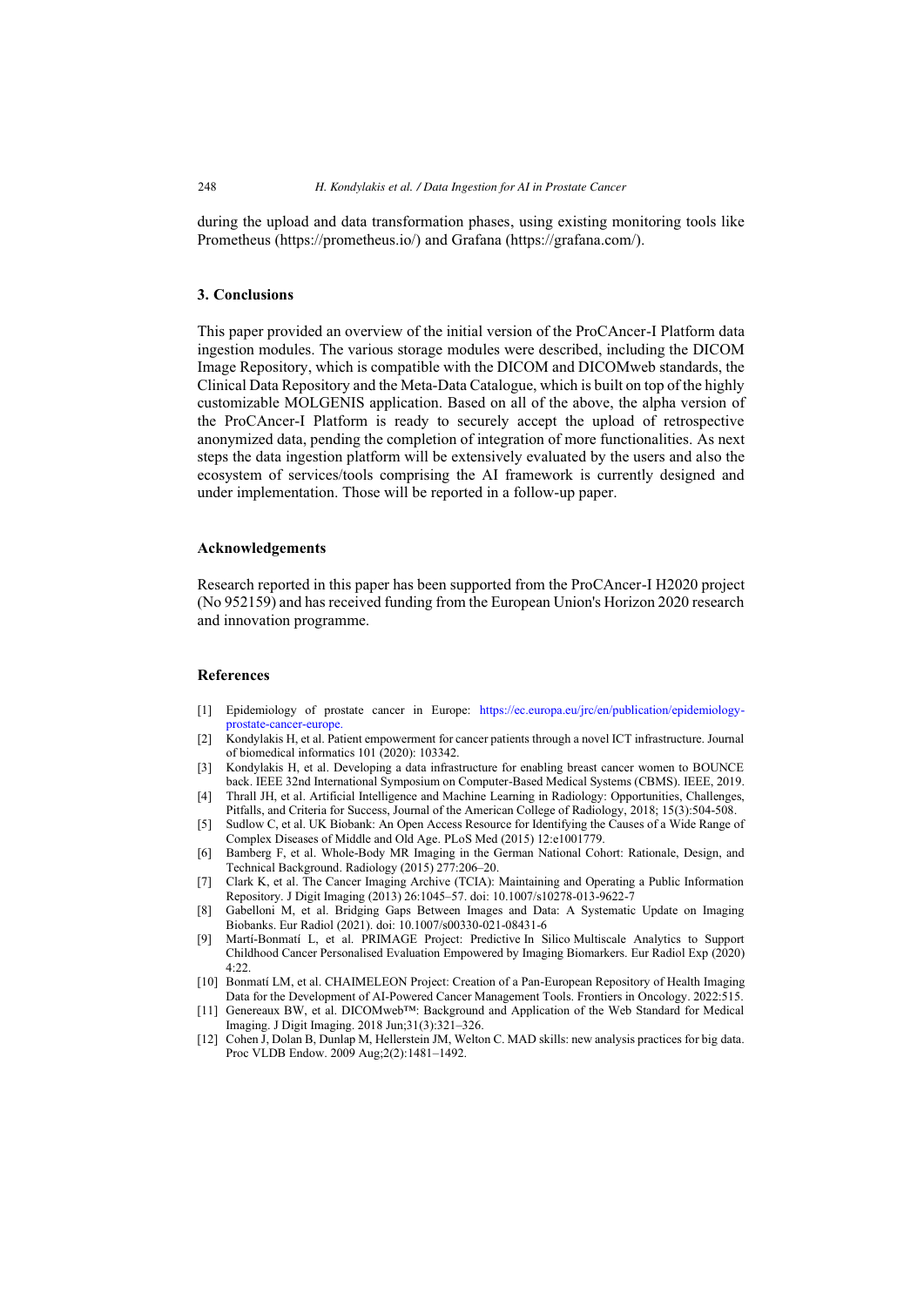during the upload and data transformation phases, using existing monitoring tools like Prometheus (https://prometheus.io/) and Grafana (https://grafana.com/).

## 3. Conclusions

This paper provided an overview of the initial version of the ProCAncer-I Platform data ingestion modules. The various storage modules were described, including the DICOM Image Repository, which is compatible with the DICOM and DICOMweb standards, the Clinical Data Repository and the Meta-Data Catalogue, which is built on top of the highly customizable MOLGENIS application. Based on all of the above, the alpha version of the ProCAncer-I Platform is ready to securely accept the upload of retrospective anonymized data, pending the completion of integration of more functionalities. As next steps the data ingestion platform will be extensively evaluated by the users and also the ecosystem of services/tools comprising the AI framework is currently designed and under implementation. Those will be reported in a follow-up paper.

## Acknowledgements

Research reported in this paper has been supported from the ProCAncer-I H2020 project (No 952159) and has received funding from the European Union's Horizon 2020 research and innovation programme.

## References

- [1] Epidemiology of prostate cancer in Europe: https://ec.europa.eu/jrc/en/publication/epidemiology-prostate-cancer-europe.
- [2] Kondylakis H, et al. Patient empowerment for cancer patients through a novel ICT infrastructure. Journal of biomedical informatics 101 (2020): 103342.
- [3] Kondylakis H, et al. Developing a data infrastructure for enabling breast cancer women to BOUNCE back. IEEE 32nd International Symposium on Computer-Based Medical Systems (CBMS). IEEE, 2019.
- [4] Thrall JH, et al. Artificial Intelligence and Machine Learning in Radiology: Opportunities, Challenges, Pitfalls, and Criteria for Success, Journal of the American College of Radiology, 2018; 15(3):504-508.
- [5] Sudlow C, et al. UK Biobank: An Open Access Resource for Identifying the Causes of a Wide Range of Complex Diseases of Middle and Old Age. PLoS Med (2015) 12:e1001779.
- [6] Bamberg F, et al. Whole-Body MR Imaging in the German National Cohort: Rationale, Design, and Technical Background. Radiology (2015) 277:206–20.
- [7] Clark K, et al. The Cancer Imaging Archive (TCIA): Maintaining and Operating a Public Information Repository. J Digit Imaging (2013) 26:1045–57. doi: 10.1007/s10278-013-9622-7
- [8] Gabelloni M, et al. Bridging Gaps Between Images and Data: A Systematic Update on Imaging Biobanks. Eur Radiol (2021). doi: 10.1007/s00330-021-08431-6
- [9] Martí-Bonmatí L, et al. PRIMAGE Project: Predictive In Silico Multiscale Analytics to Support Childhood Cancer Personalised Evaluation Empowered by Imaging Biomarkers. Eur Radiol Exp (2020) 4:22.
- [10] Bonmatí LM, et al. CHAIMELEON Project: Creation of a Pan-European Repository of Health Imaging Data for the Development of AI-Powered Cancer Management Tools. Frontiers in Oncology. 2022:515.
- [11] Genereaux BW, et al. DICOMweb™: Background and Application of the Web Standard for Medical Imaging. J Digit Imaging. 2018 Jun;31(3):321–326.
- [12] Cohen J, Dolan B, Dunlap M, Hellerstein JM, Welton C. MAD skills: new analysis practices for big data. Proc VLDB Endow. 2009 Aug;2(2):1481–1492.